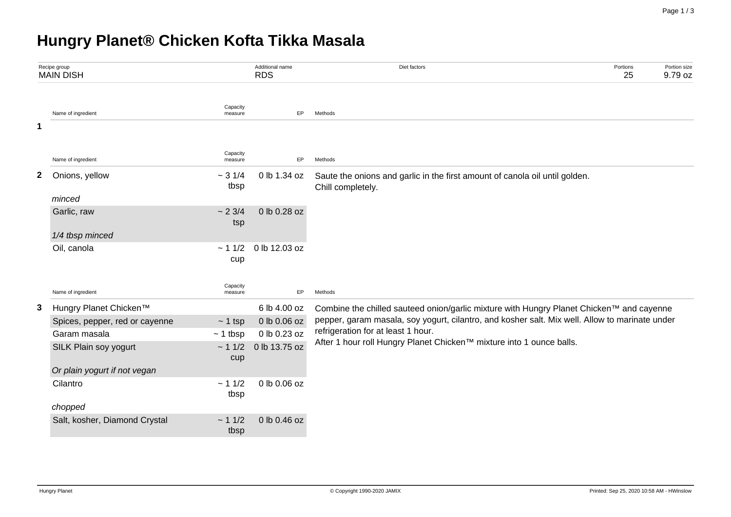# Hungry Planet® Chicken Kofta Tikka Masala

| Recipe group | Additional name | Diet factors | Portions | Portion size |
|---|---|---|---|---|
| MAIN DISH | RDS | | 25 | 9.79 oz |

| | Name of ingredient | Capacity measure | EP | Methods |
|---|---|---|---|---|
| **1** | | | | |

| | Name of ingredient | Capacity measure | EP | Methods |
|---|---|---|---|---|
| **2** | Onions, yellow<br>*minced* | ~ 3 1/4 tbsp | 0 lb 1.34 oz | Saute the onions and garlic in the first amount of canola oil until golden.<br>Chill completely. |
| | Garlic, raw<br>*1/4 tbsp minced* | ~ 2 3/4 tsp | 0 lb 0.28 oz | |
| | Oil, canola | ~ 1 1/2 cup | 0 lb 12.03 oz | |

| | Name of ingredient | Capacity measure | EP | Methods |
|---|---|---|---|---|
| **3** | Hungry Planet Chicken™ | | 6 lb 4.00 oz | Combine the chilled sauteed onion/garlic mixture with Hungry Planet Chicken™ and cayenne pepper, garam masala, soy yogurt, cilantro, and kosher salt. Mix well. Allow to marinate under refrigeration for at least 1 hour.<br>After 1 hour roll Hungry Planet Chicken™ mixture into 1 ounce balls. |
| | Spices, pepper, red or cayenne | ~ 1 tsp | 0 lb 0.06 oz | |
| | Garam masala | ~ 1 tbsp | 0 lb 0.23 oz | |
| | SILK Plain soy yogurt<br>*Or plain yogurt if not vegan* | ~ 1 1/2 cup | 0 lb 13.75 oz | |
| | Cilantro<br>*chopped* | ~ 1 1/2 tbsp | 0 lb 0.06 oz | |
| | Salt, kosher, Diamond Crystal | ~ 1 1/2 tbsp | 0 lb 0.46 oz | |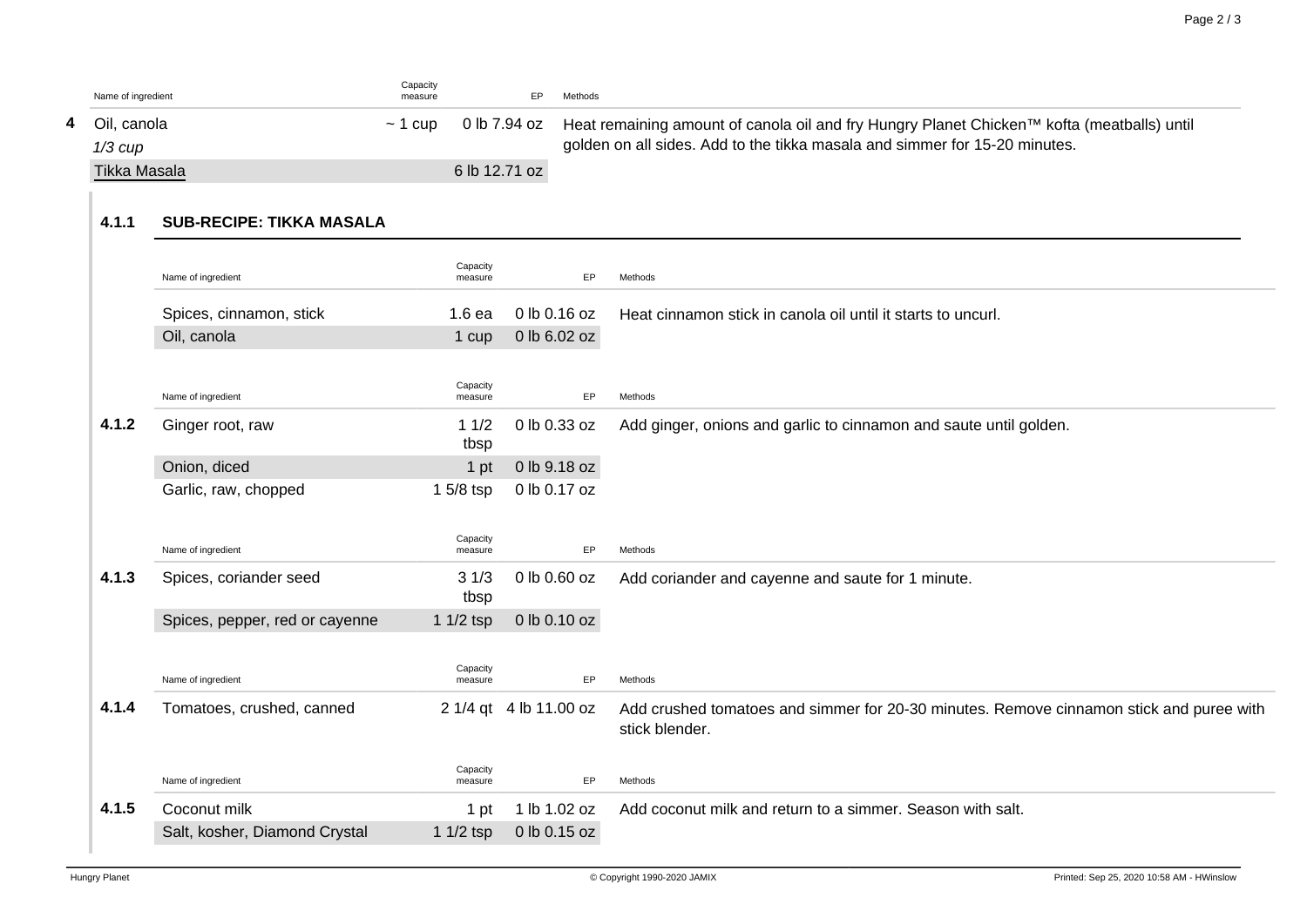| | Name of ingredient | Capacity measure | EP | Methods |
|---|---|---|---|---|
| 4 | Oil, canola *1/3 cup* | ~ 1 cup | 0 lb 7.94 oz | Heat remaining amount of canola oil and fry Hungry Planet Chicken™ kofta (meatballs) until golden on all sides. Add to the tikka masala and simmer for 15-20 minutes. |
| | Tikka Masala | | 6 lb 12.71 oz | |

### 4.1.1 SUB-RECIPE: TIKKA MASALA

| | Name of ingredient | Capacity measure | EP | Methods |
|---|---|---|---|---|
| 4.1.1 | Spices, cinnamon, stick | 1.6 ea | 0 lb 0.16 oz | Heat cinnamon stick in canola oil until it starts to uncurl. |
| | Oil, canola | 1 cup | 0 lb 6.02 oz | |
| 4.1.2 | Ginger root, raw | 1 1/2 tbsp | 0 lb 0.33 oz | Add ginger, onions and garlic to cinnamon and saute until golden. |
| | Onion, diced | 1 pt | 0 lb 9.18 oz | |
| | Garlic, raw, chopped | 1 5/8 tsp | 0 lb 0.17 oz | |
| 4.1.3 | Spices, coriander seed | 3 1/3 tbsp | 0 lb 0.60 oz | Add coriander and cayenne and saute for 1 minute. |
| | Spices, pepper, red or cayenne | 1 1/2 tsp | 0 lb 0.10 oz | |
| 4.1.4 | Tomatoes, crushed, canned | 2 1/4 qt | 4 lb 11.00 oz | Add crushed tomatoes and simmer for 20-30 minutes. Remove cinnamon stick and puree with stick blender. |
| 4.1.5 | Coconut milk | 1 pt | 1 lb 1.02 oz | Add coconut milk and return to a simmer. Season with salt. |
| | Salt, kosher, Diamond Crystal | 1 1/2 tsp | 0 lb 0.15 oz | |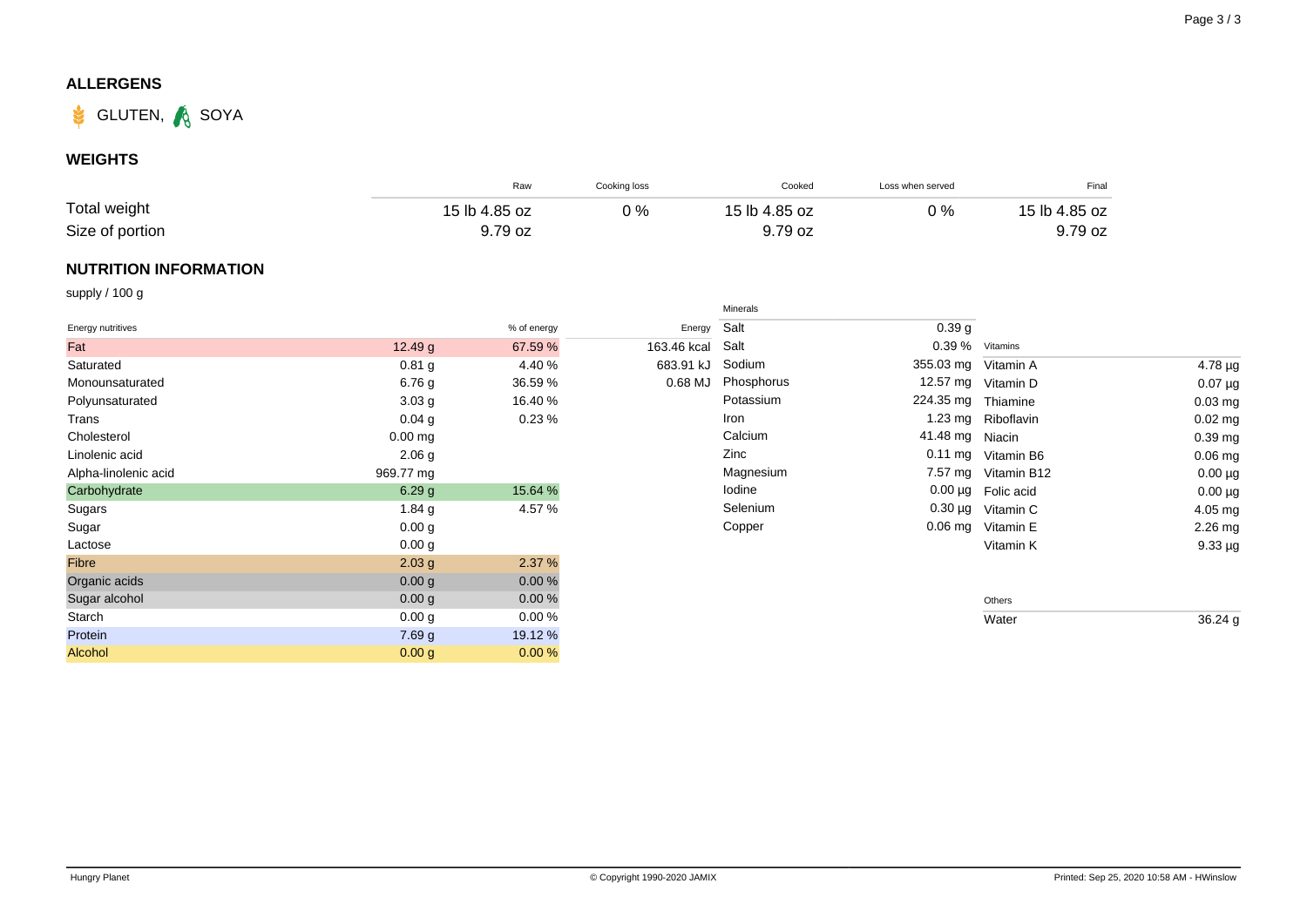## ALLERGENS

GLUTEN, SOYA

## WEIGHTS

| | Raw | Cooking loss | Cooked | Loss when served | Final |
|---|---|---|---|---|---|
| Total weight | 15 lb 4.85 oz | 0 % | 15 lb 4.85 oz | 0 % | 15 lb 4.85 oz |
| Size of portion | 9.79 oz | | 9.79 oz | | 9.79 oz |

## NUTRITION INFORMATION

supply / 100 g

| Energy nutritives | | % of energy |
|---|---|---|
| Fat | 12.49 g | 67.59 % |
| Saturated | 0.81 g | 4.40 % |
| Monounsaturated | 6.76 g | 36.59 % |
| Polyunsaturated | 3.03 g | 16.40 % |
| Trans | 0.04 g | 0.23 % |
| Cholesterol | 0.00 mg | |
| Linolenic acid | 2.06 g | |
| Alpha-linolenic acid | 969.77 mg | |
| Carbohydrate | 6.29 g | 15.64 % |
| Sugars | 1.84 g | 4.57 % |
| Sugar | 0.00 g | |
| Lactose | 0.00 g | |
| Fibre | 2.03 g | 2.37 % |
| Organic acids | 0.00 g | 0.00 % |
| Sugar alcohol | 0.00 g | 0.00 % |
| Starch | 0.00 g | 0.00 % |
| Protein | 7.69 g | 19.12 % |
| Alcohol | 0.00 g | 0.00 % |

| Energy |
|---|
| 163.46 kcal |
| 683.91 kJ |
| 0.68 MJ |

| Minerals | |
|---|---|
| Salt | 0.39 g |
| Salt | 0.39 % |
| Sodium | 355.03 mg |
| Phosphorus | 12.57 mg |
| Potassium | 224.35 mg |
| Iron | 1.23 mg |
| Calcium | 41.48 mg |
| Zinc | 0.11 mg |
| Magnesium | 7.57 mg |
| Iodine | 0.00 µg |
| Selenium | 0.30 µg |
| Copper | 0.06 mg |

| Vitamins | |
|---|---|
| Vitamin A | 4.78 µg |
| Vitamin D | 0.07 µg |
| Thiamine | 0.03 mg |
| Riboflavin | 0.02 mg |
| Niacin | 0.39 mg |
| Vitamin B6 | 0.06 mg |
| Vitamin B12 | 0.00 µg |
| Folic acid | 0.00 µg |
| Vitamin C | 4.05 mg |
| Vitamin E | 2.26 mg |
| Vitamin K | 9.33 µg |

| Others | |
|---|---|
| Water | 36.24 g |

Hungry Planet © Copyright 1990-2020 JAMIX Printed: Sep 25, 2020 10:58 AM - HWinslow